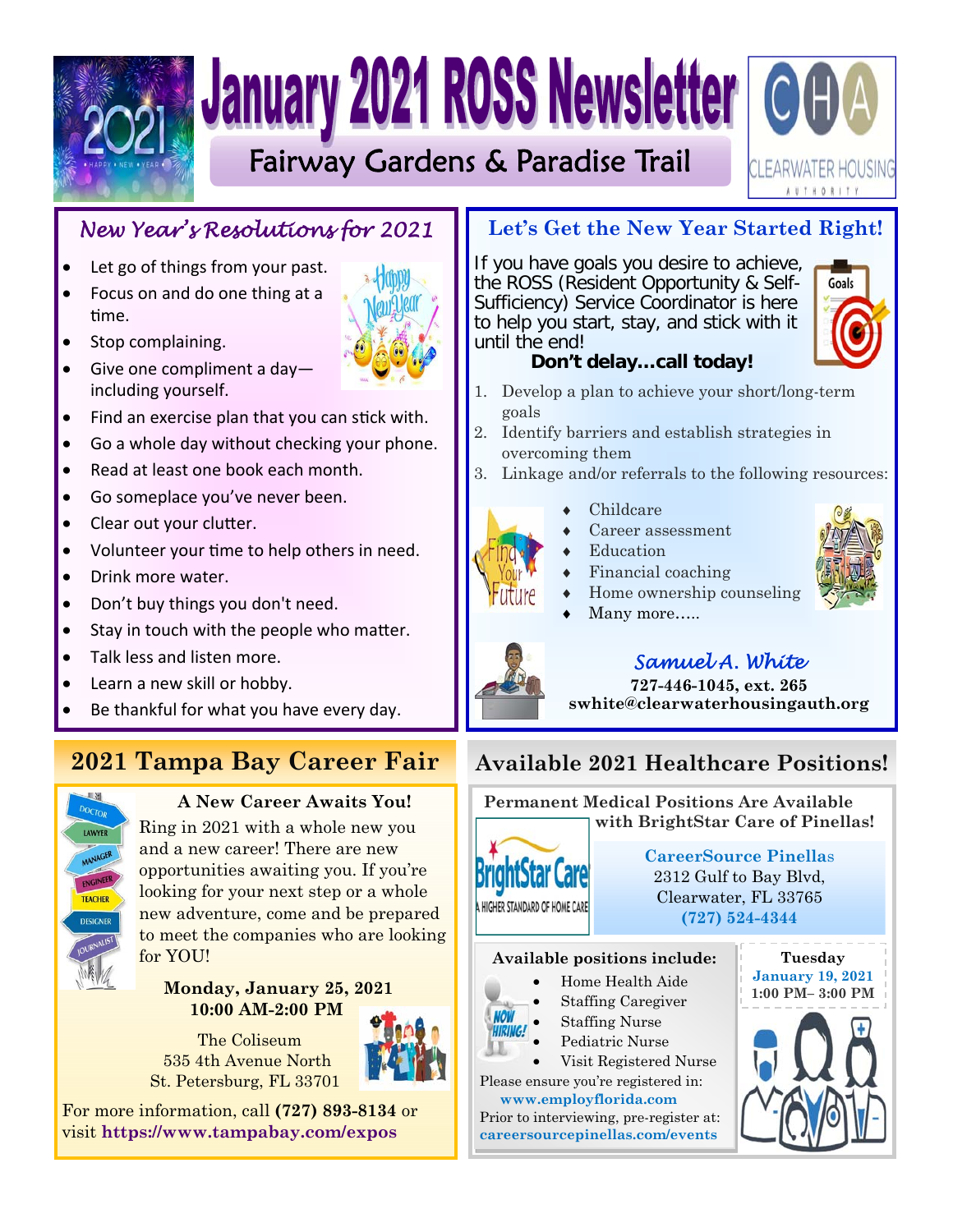# January 2021 ROSS Newsletter

## Fairway Gardens & Paradise Trail

CLEARWATER HOUSING AUTHORITY

## *New Year's Resolutions for 2021*

- Let go of things from your past.
- Focus on and do one thing at a time.
- Stop complaining.
- Give one compliment a day—including yourself.
- Find an exercise plan that you can stick with.
- Go a whole day without checking your phone.
- Read at least one book each month.
- Go someplace you've never been.
- Clear out your clutter.
- Volunteer your time to help others in need.
- Drink more water.
- Don't buy things you don't need.
- Stay in touch with the people who matter.
- Talk less and listen more.
- Learn a new skill or hobby.
- Be thankful for what you have every day.

## Let's Get the New Year Started Right!

If you have goals you desire to achieve, the ROSS (Resident Opportunity & Self-Sufficiency) Service Coordinator is here to help you start, stay, and stick with it until the end!

**Don't delay…call today!**

1. Develop a plan to achieve your short/long-term goals
2. Identify barriers and establish strategies in overcoming them
3. Linkage and/or referrals to the following resources:
   - Childcare
   - Career assessment
   - Education
   - Financial coaching
   - Home ownership counseling
   - Many more…..

*Samuel A. White*

**727-446-1045, ext. 265**
**swhite@clearwaterhousingauth.org**

## 2021 Tampa Bay Career Fair

**A New Career Awaits You!**

Ring in 2021 with a whole new you and a new career! There are new opportunities awaiting you. If you're looking for your next step or a whole new adventure, come and be prepared to meet the companies who are looking for YOU!

**Monday, January 25, 2021**
**10:00 AM-2:00 PM**

The Coliseum
535 4th Avenue North
St. Petersburg, FL 33701

For more information, call **(727) 893-8134** or visit **https://www.tampabay.com/expos**

## Available 2021 Healthcare Positions!

**Permanent Medical Positions Are Available with BrightStar Care of Pinellas!**

**CareerSource Pinellas**
2312 Gulf to Bay Blvd,
Clearwater, FL 33765
**(727) 524-4344**

**Available positions include:**

- Home Health Aide
- Staffing Caregiver
- Staffing Nurse
- Pediatric Nurse
- Visit Registered Nurse

**Tuesday**
**January 19, 2021**
**1:00 PM– 3:00 PM**

Please ensure you're registered in:
**www.employflorida.com**
Prior to interviewing, pre-register at:
**careersourcepinellas.com/events**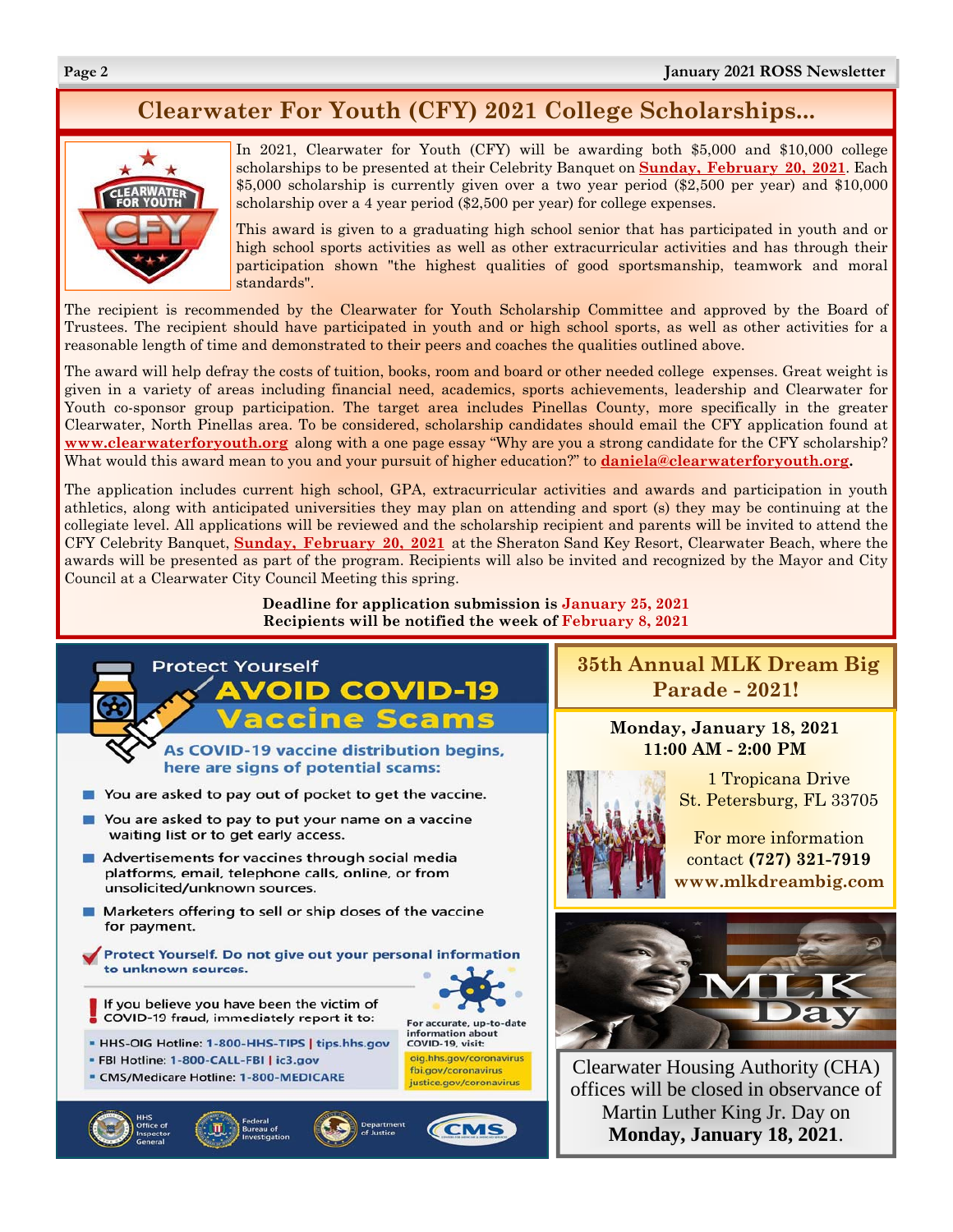## Clearwater For Youth (CFY) 2021 College Scholarships...

In 2021, Clearwater for Youth (CFY) will be awarding both $5,000 and $10,000 college scholarships to be presented at their Celebrity Banquet on **Sunday, February 20, 2021**. Each $5,000 scholarship is currently given over a two year period ($2,500 per year) and $10,000 scholarship over a 4 year period ($2,500 per year) for college expenses.

This award is given to a graduating high school senior that has participated in youth and or high school sports activities as well as other extracurricular activities and has through their participation shown "the highest qualities of good sportsmanship, teamwork and moral standards".

The recipient is recommended by the Clearwater for Youth Scholarship Committee and approved by the Board of Trustees. The recipient should have participated in youth and or high school sports, as well as other activities for a reasonable length of time and demonstrated to their peers and coaches the qualities outlined above.

The award will help defray the costs of tuition, books, room and board or other needed college expenses. Great weight is given in a variety of areas including financial need, academics, sports achievements, leadership and Clearwater for Youth co-sponsor group participation. The target area includes Pinellas County, more specifically in the greater Clearwater, North Pinellas area. To be considered, scholarship candidates should email the CFY application found at **www.clearwaterforyouth.org** along with a one page essay "Why are you a strong candidate for the CFY scholarship? What would this award mean to you and your pursuit of higher education?" to **daniela@clearwaterforyouth.org.**

The application includes current high school, GPA, extracurricular activities and awards and participation in youth athletics, along with anticipated universities they may plan on attending and sport (s) they may be continuing at the collegiate level. All applications will be reviewed and the scholarship recipient and parents will be invited to attend the CFY Celebrity Banquet, **Sunday, February 20, 2021** at the Sheraton Sand Key Resort, Clearwater Beach, where the awards will be presented as part of the program. Recipients will also be invited and recognized by the Mayor and City Council at a Clearwater City Council Meeting this spring.

**Deadline for application submission is January 25, 2021**
**Recipients will be notified the week of February 8, 2021**

## Protect Yourself AVOID COVID-19 Vaccine Scams

**As COVID-19 vaccine distribution begins, here are signs of potential scams:**

- You are asked to pay out of pocket to get the vaccine.
- You are asked to pay to put your name on a vaccine waiting list or to get early access.
- Advertisements for vaccines through social media platforms, email, telephone calls, online, or from unsolicited/unknown sources.
- Marketers offering to sell or ship doses of the vaccine for payment.

**Protect Yourself. Do not give out your personal information to unknown sources.**

**If you believe you have been the victim of COVID-19 fraud, immediately report it to:**

- HHS-OIG Hotline: 1-800-HHS-TIPS | tips.hhs.gov
- FBI Hotline: 1-800-CALL-FBI | ic3.gov
- CMS/Medicare Hotline: 1-800-MEDICARE

For accurate, up-to-date information about COVID-19, visit:
oig.hhs.gov/coronavirus
fbi.gov/coronavirus
justice.gov/coronavirus

HHS Office of Inspector General · Federal Bureau of Investigation · Department of Justice · CMS

## 35th Annual MLK Dream Big Parade - 2021!

**Monday, January 18, 2021**
**11:00 AM - 2:00 PM**

1 Tropicana Drive
St. Petersburg, FL 33705

For more information contact **(727) 321-7919**
**www.mlkdreambig.com**

MLK Day

Clearwater Housing Authority (CHA) offices will be closed in observance of Martin Luther King Jr. Day on **Monday, January 18, 2021**.